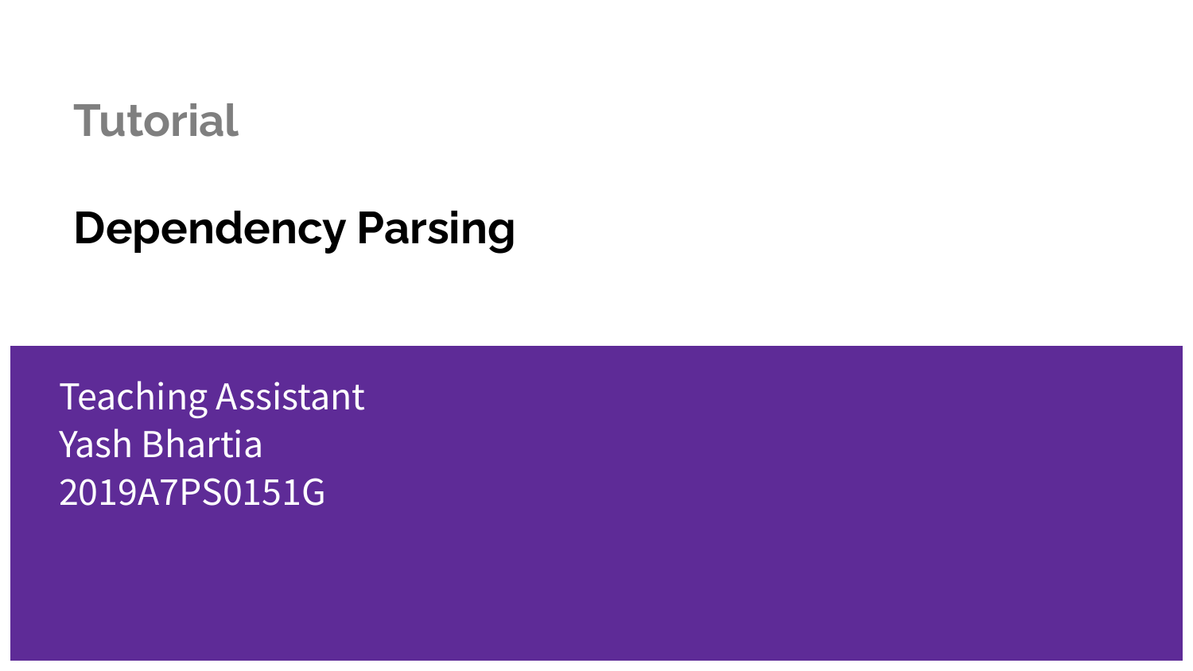Tutorial

# Dependency Parsing

Teaching Assistant
Yash Bhartia
2019A7PS0151G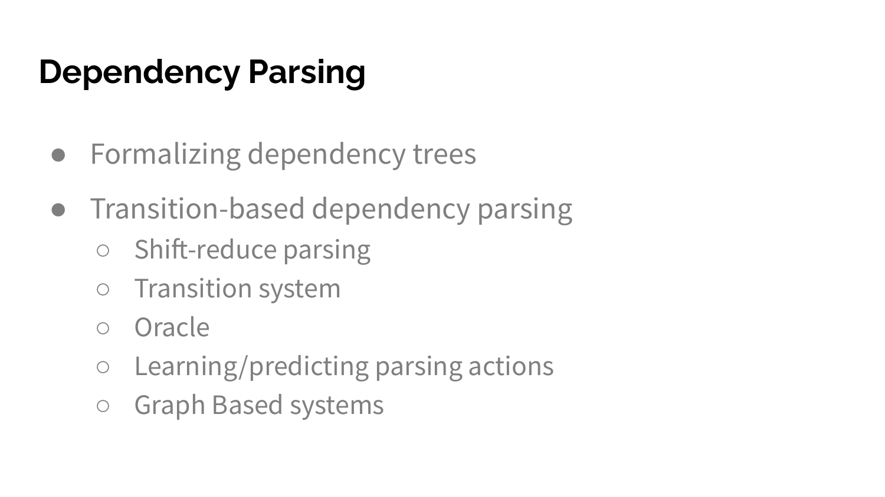# Dependency Parsing

- Formalizing dependency trees
- Transition-based dependency parsing
  - Shift-reduce parsing
  - Transition system
  - Oracle
  - Learning/predicting parsing actions
  - Graph Based systems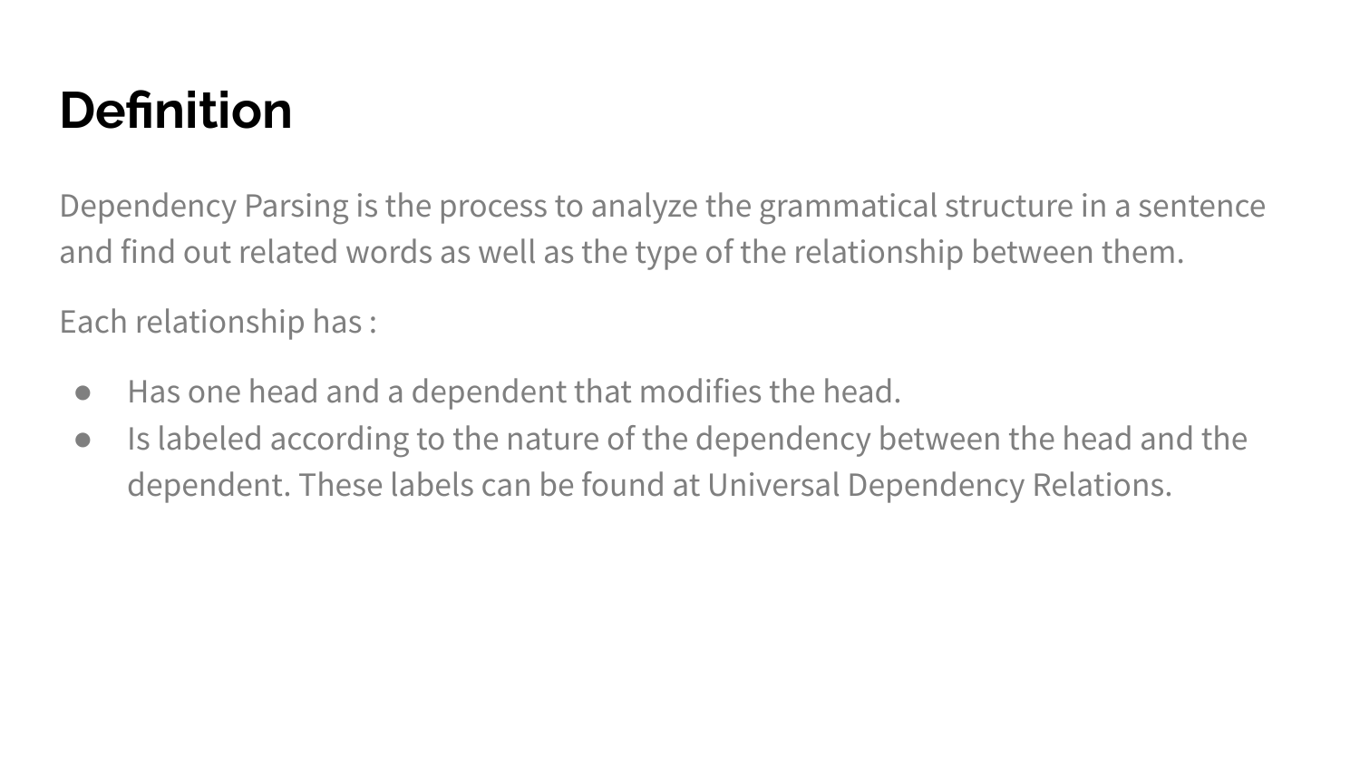# Definition

Dependency Parsing is the process to analyze the grammatical structure in a sentence and find out related words as well as the type of the relationship between them.

Each relationship has :

- Has one head and a dependent that modifies the head.
- Is labeled according to the nature of the dependency between the head and the dependent. These labels can be found at Universal Dependency Relations.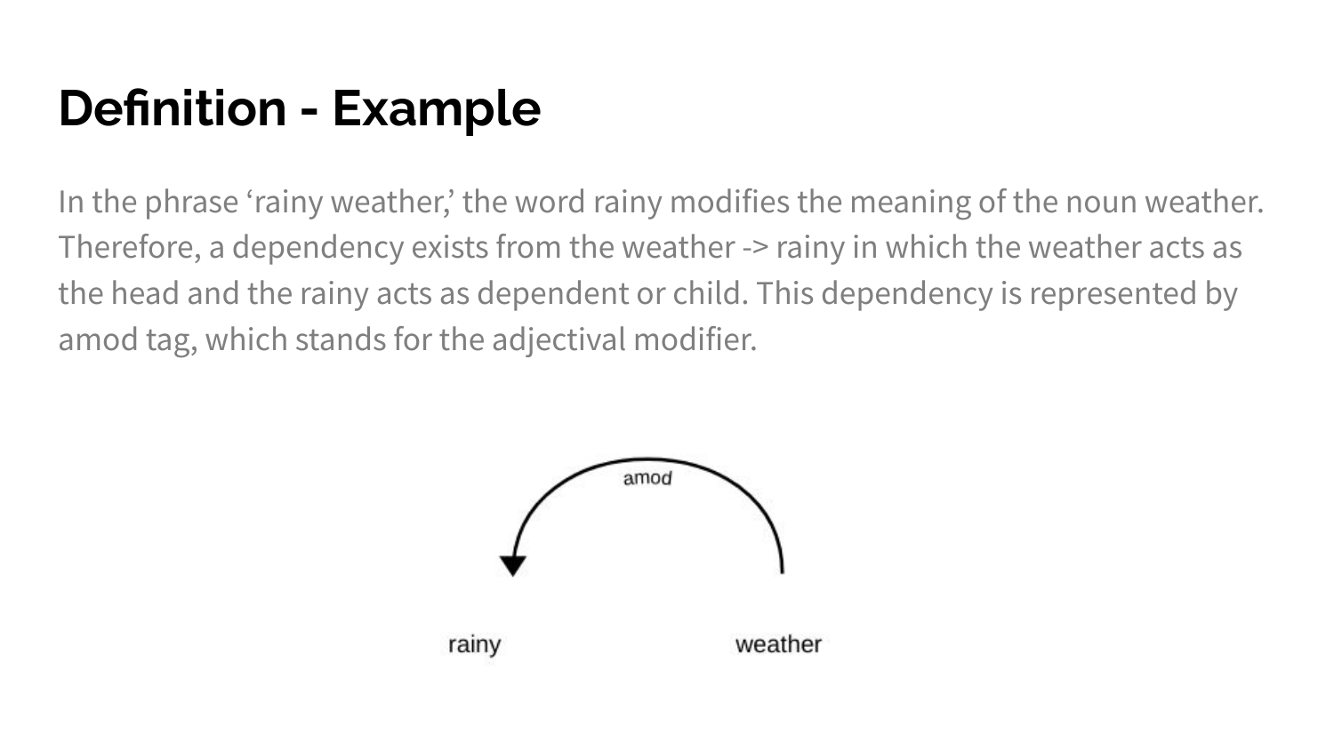# Definition - Example

In the phrase ‘rainy weather,’ the word rainy modifies the meaning of the noun weather. Therefore, a dependency exists from the weather -> rainy in which the weather acts as the head and the rainy acts as dependent or child. This dependency is represented by amod tag, which stands for the adjectival modifier.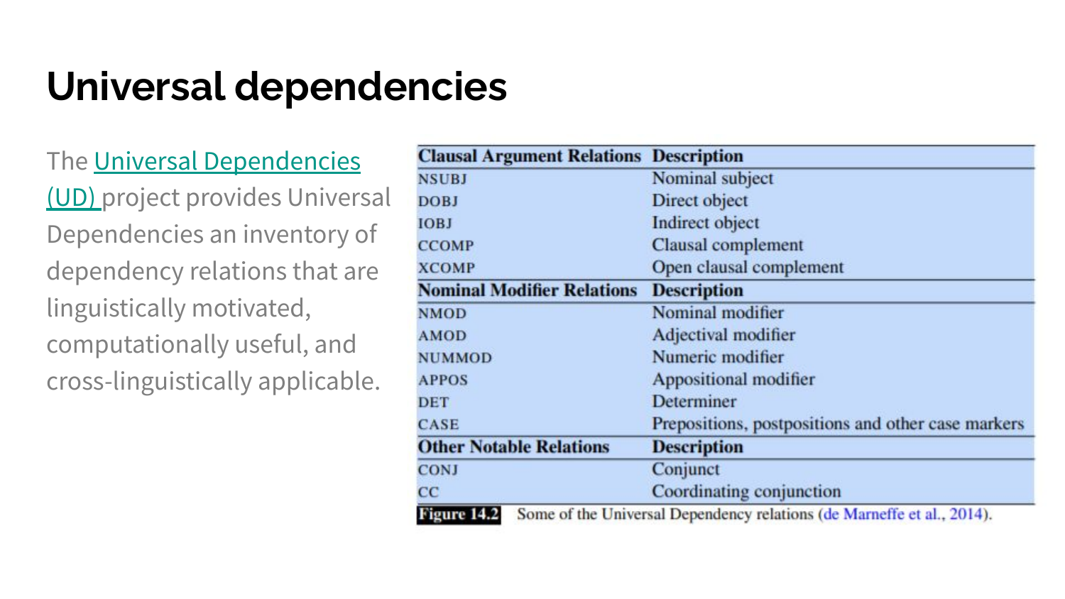# Universal dependencies

The Universal Dependencies (UD) project provides Universal Dependencies an inventory of dependency relations that are linguistically motivated, computationally useful, and cross-linguistically applicable.

| Clausal Argument Relations | Description |
|---|---|
| NSUBJ | Nominal subject |
| DOBJ | Direct object |
| IOBJ | Indirect object |
| CCOMP | Clausal complement |
| XCOMP | Open clausal complement |
| **Nominal Modifier Relations** | **Description** |
| NMOD | Nominal modifier |
| AMOD | Adjectival modifier |
| NUMMOD | Numeric modifier |
| APPOS | Appositional modifier |
| DET | Determiner |
| CASE | Prepositions, postpositions and other case markers |
| **Other Notable Relations** | **Description** |
| CONJ | Conjunct |
| CC | Coordinating conjunction |

**Figure 14.2** Some of the Universal Dependency relations (de Marneffe et al., 2014).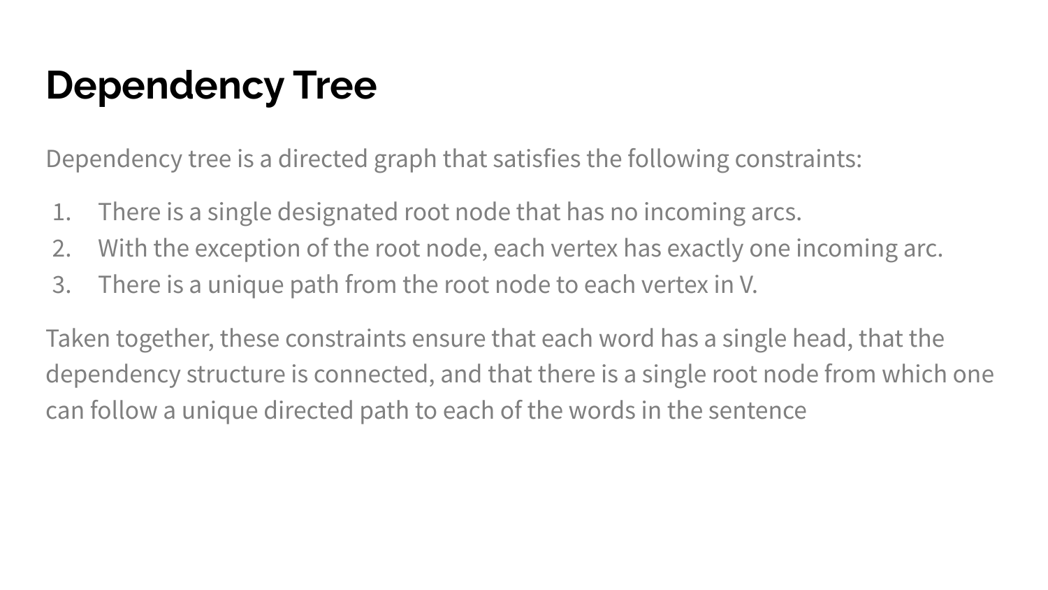# Dependency Tree

Dependency tree is a directed graph that satisfies the following constraints:

1. There is a single designated root node that has no incoming arcs.
2. With the exception of the root node, each vertex has exactly one incoming arc.
3. There is a unique path from the root node to each vertex in V.

Taken together, these constraints ensure that each word has a single head, that the dependency structure is connected, and that there is a single root node from which one can follow a unique directed path to each of the words in the sentence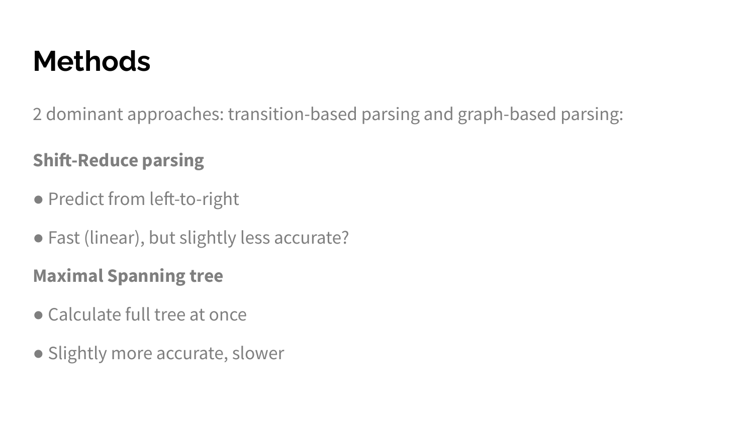# Methods

2 dominant approaches: transition-based parsing and graph-based parsing:

**Shift-Reduce parsing**

- Predict from left-to-right
- Fast (linear), but slightly less accurate?

**Maximal Spanning tree**

- Calculate full tree at once
- Slightly more accurate, slower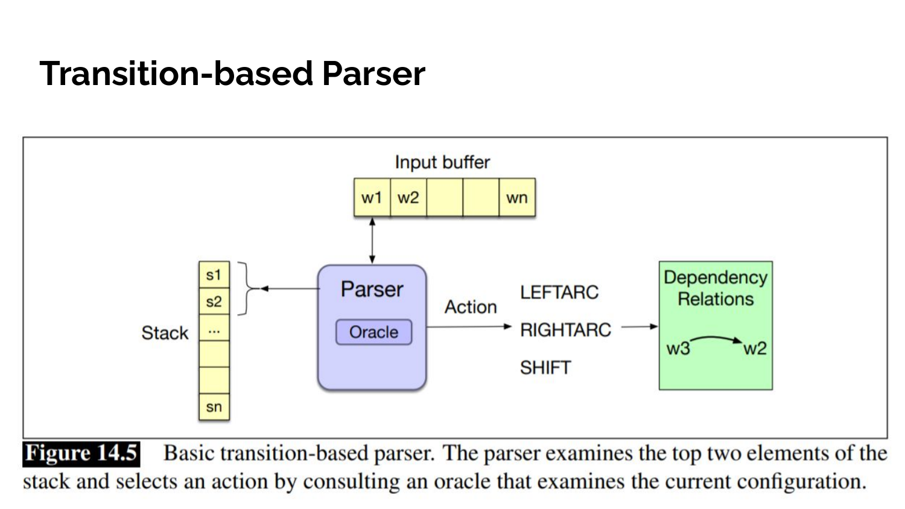# Transition-based Parser

**Figure 14.5** Basic transition-based parser. The parser examines the top two elements of the stack and selects an action by consulting an oracle that examines the current configuration.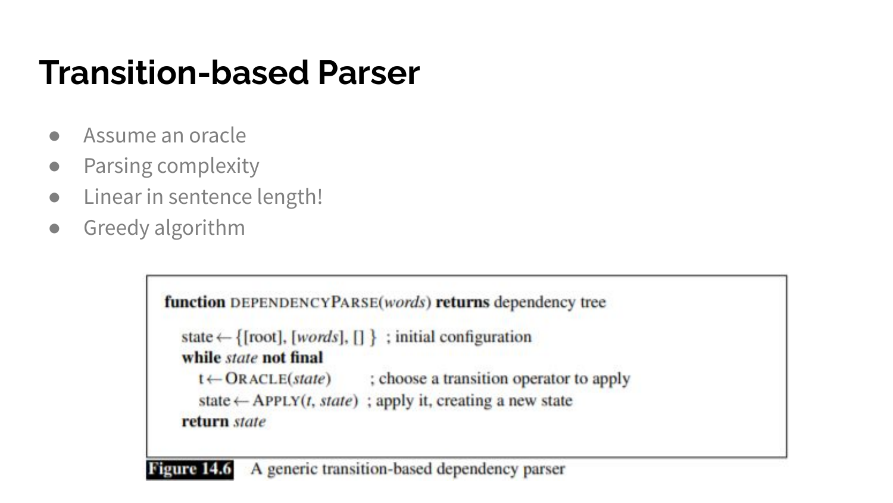# Transition-based Parser

- Assume an oracle
- Parsing complexity
- Linear in sentence length!
- Greedy algorithm

```
function DEPENDENCYPARSE(words) returns dependency tree

  state ← {[root], [words], [] }  ; initial configuration
  while state not final
    t ← ORACLE(state)        ; choose a transition operator to apply
    state ← APPLY(t, state)  ; apply it, creating a new state
  return state
```

**Figure 14.6** A generic transition-based dependency parser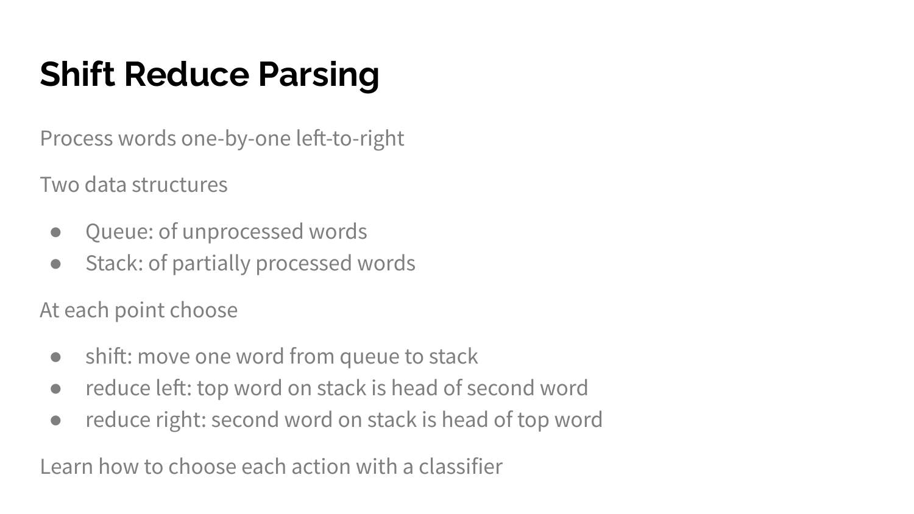# Shift Reduce Parsing

Process words one-by-one left-to-right

Two data structures

- Queue: of unprocessed words
- Stack: of partially processed words

At each point choose

- shift: move one word from queue to stack
- reduce left: top word on stack is head of second word
- reduce right: second word on stack is head of top word

Learn how to choose each action with a classifier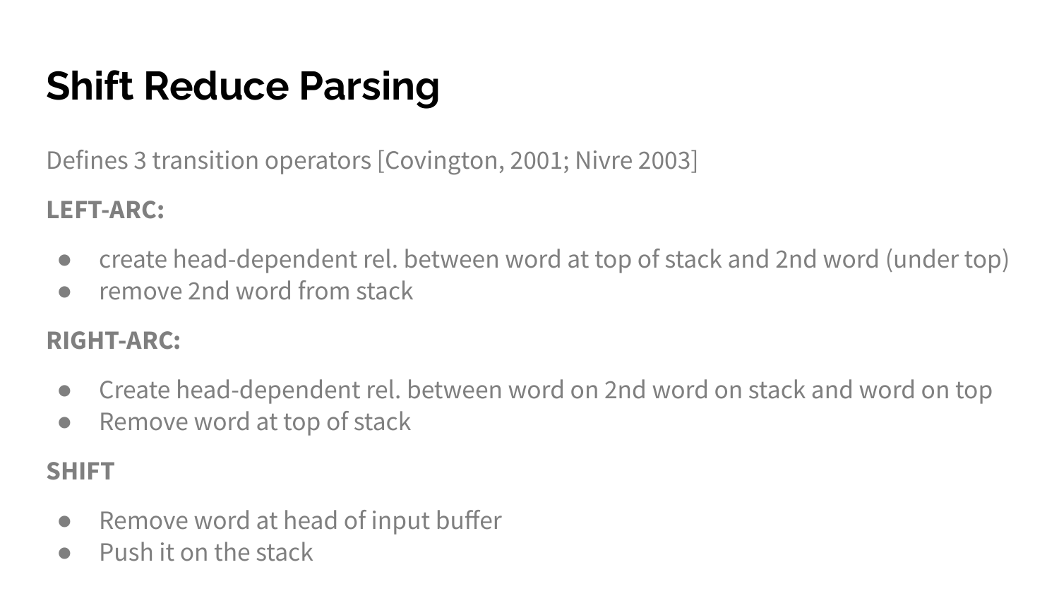# Shift Reduce Parsing

Defines 3 transition operators [Covington, 2001; Nivre 2003]

**LEFT-ARC:**

- create head-dependent rel. between word at top of stack and 2nd word (under top)
- remove 2nd word from stack

**RIGHT-ARC:**

- Create head-dependent rel. between word on 2nd word on stack and word on top
- Remove word at top of stack

**SHIFT**

- Remove word at head of input buffer
- Push it on the stack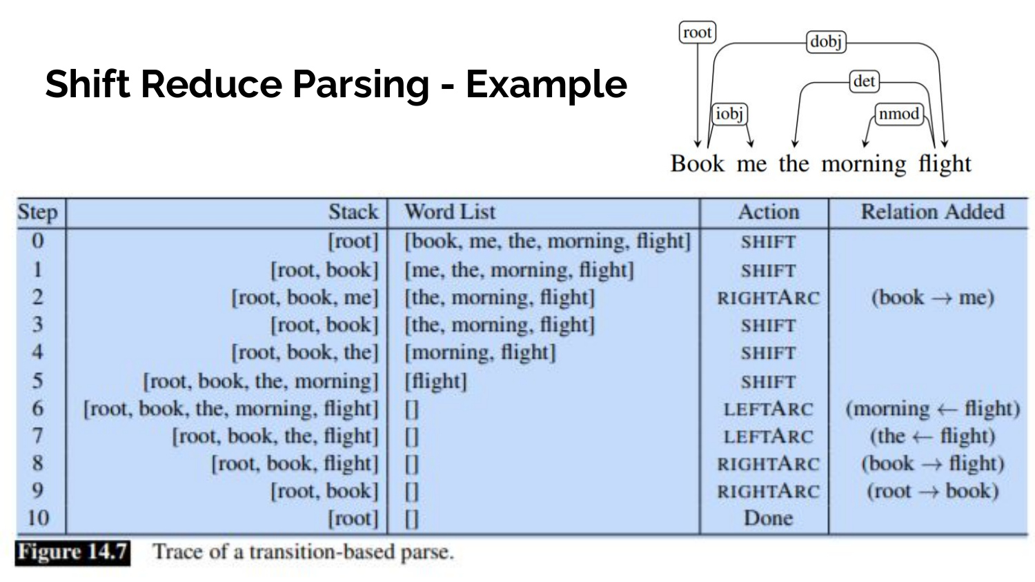# Shift Reduce Parsing - Example

| Step | Stack | Word List | Action | Relation Added |
|---|---|---|---|---|
| 0 | [root] | [book, me, the, morning, flight] | SHIFT | |
| 1 | [root, book] | [me, the, morning, flight] | SHIFT | |
| 2 | [root, book, me] | [the, morning, flight] | RIGHTARC | (book → me) |
| 3 | [root, book] | [the, morning, flight] | SHIFT | |
| 4 | [root, book, the] | [morning, flight] | SHIFT | |
| 5 | [root, book, the, morning] | [flight] | SHIFT | |
| 6 | [root, book, the, morning, flight] | [] | LEFTARC | (morning ← flight) |
| 7 | [root, book, the, flight] | [] | LEFTARC | (the ← flight) |
| 8 | [root, book, flight] | [] | RIGHTARC | (book → flight) |
| 9 | [root, book] | [] | RIGHTARC | (root → book) |
| 10 | [root] | [] | Done | |

**Figure 14.7** Trace of a transition-based parse.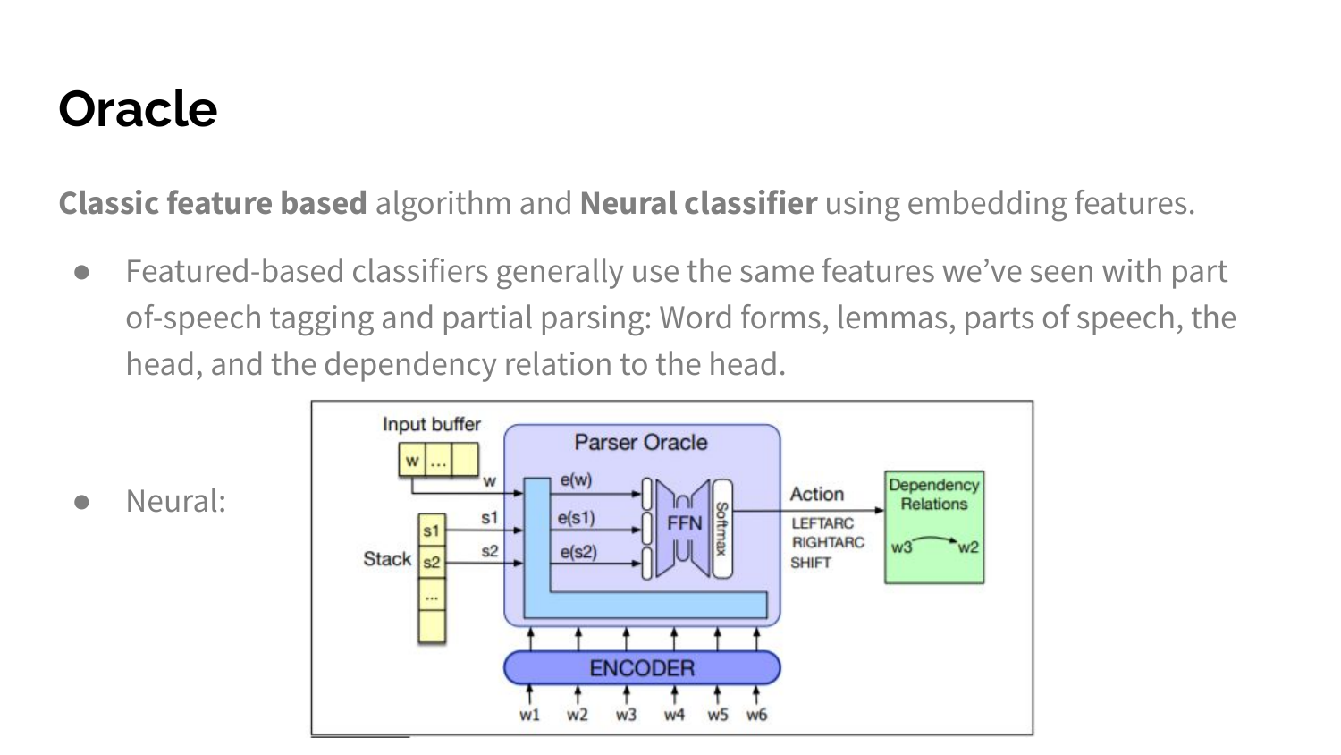# Oracle

**Classic feature based** algorithm and **Neural classifier** using embedding features.

- Featured-based classifiers generally use the same features we've seen with part of-speech tagging and partial parsing: Word forms, lemmas, parts of speech, the head, and the dependency relation to the head.
- Neural: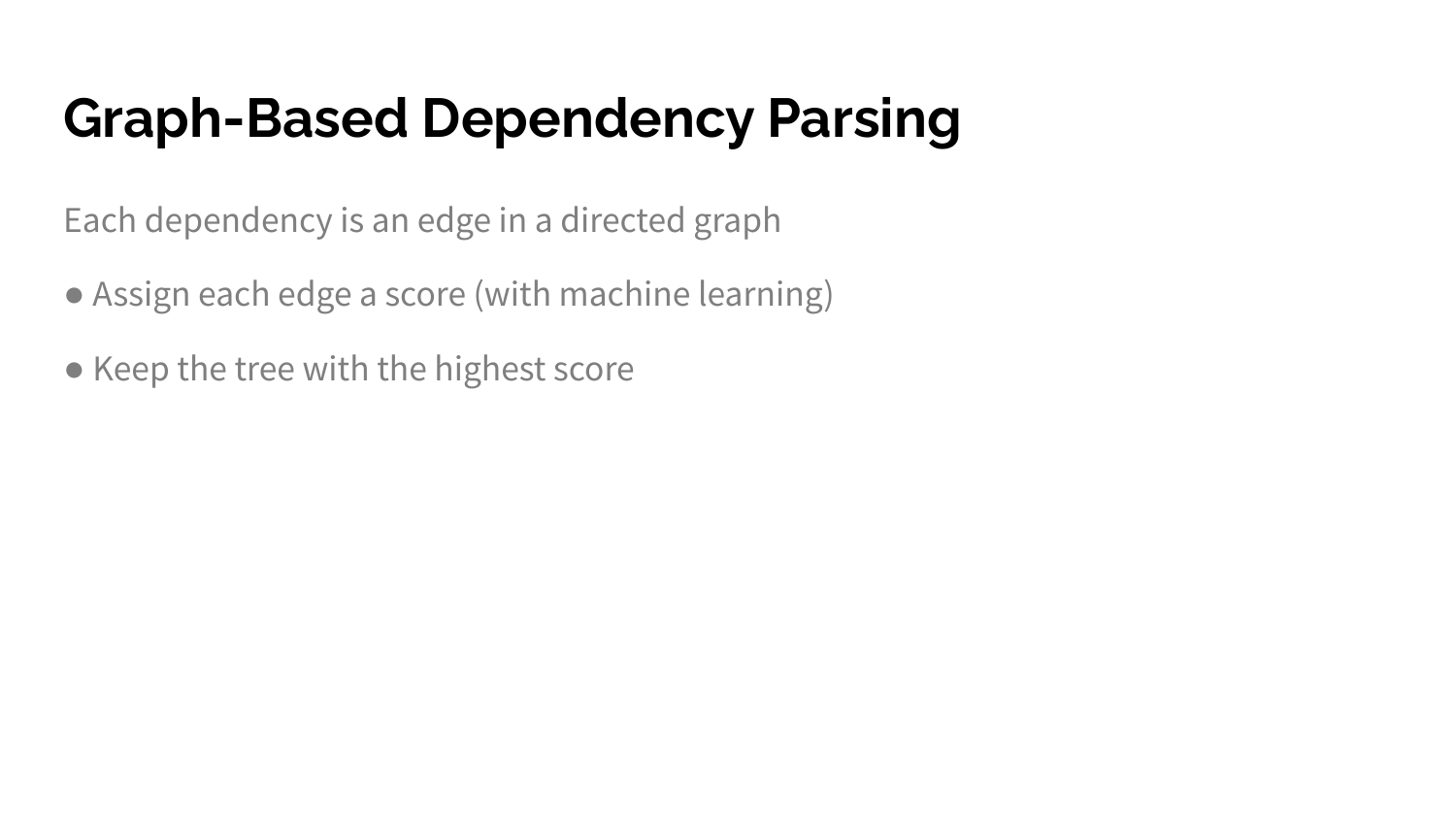# Graph-Based Dependency Parsing

Each dependency is an edge in a directed graph

- Assign each edge a score (with machine learning)
- Keep the tree with the highest score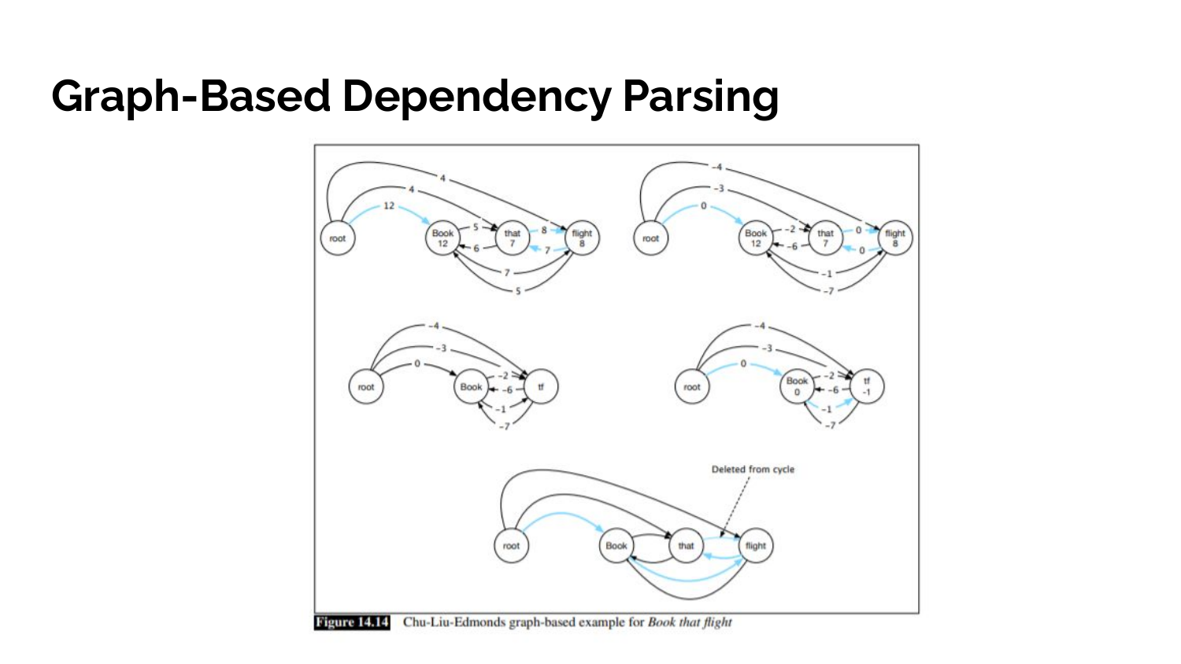# Graph-Based Dependency Parsing

root

Book 12

that 7

flight 8

12

4

4

5

6

8

7

7

5

root

Book 12

that 7

flight 8

0

-3

-4

-2

-6

0

0

-1

-7

root

Book

tf

0

-3

-4

-2

-6

-1

-7

root

Book 0

tf -1

0

-3

-4

-2

-6

-1

-7

Deleted from cycle

root

Book

that

flight

**Figure 14.14** Chu-Liu-Edmonds graph-based example for *Book that flight*